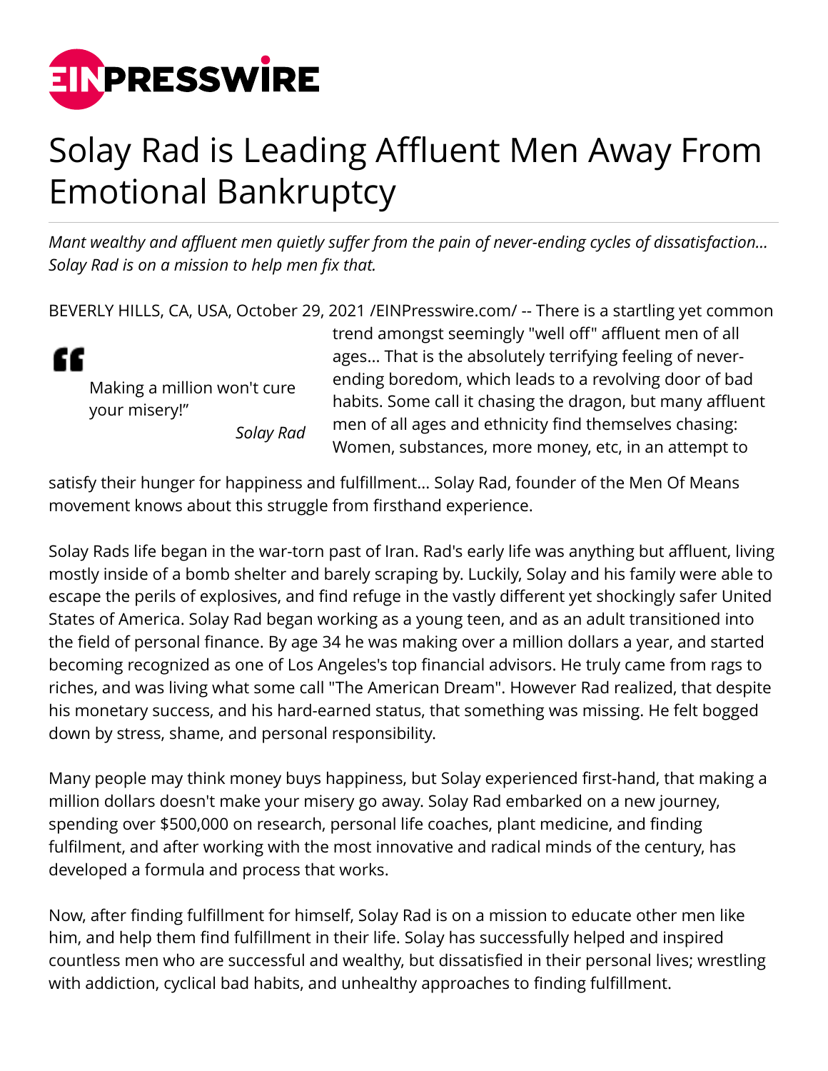# Solay Rad is Leading Affluent Men Away From Emotional Bankruptcy

*Mant wealthy and affluent men quietly suffer from the pain of never-ending cycles of dissatisfaction... Solay Rad is on a mission to help men fix that.*

BEVERLY HILLS, CA, USA, October 29, 2021 /EINPresswire.com/ -- There is a startling yet common trend amongst seemingly "well off" affluent men of all ages... That is the absolutely terrifying feeling of never-ending boredom, which leads to a revolving door of bad habits. Some call it chasing the dragon, but many affluent men of all ages and ethnicity find themselves chasing: Women, substances, more money, etc, in an attempt to satisfy their hunger for happiness and fulfillment... Solay Rad, founder of the Men Of Means movement knows about this struggle from firsthand experience.

> Making a million won't cure your misery!"
>
> *Solay Rad*

Solay Rads life began in the war-torn past of Iran. Rad's early life was anything but affluent, living mostly inside of a bomb shelter and barely scraping by. Luckily, Solay and his family were able to escape the perils of explosives, and find refuge in the vastly different yet shockingly safer United States of America. Solay Rad began working as a young teen, and as an adult transitioned into the field of personal finance. By age 34 he was making over a million dollars a year, and started becoming recognized as one of Los Angeles's top financial advisors. He truly came from rags to riches, and was living what some call "The American Dream". However Rad realized, that despite his monetary success, and his hard-earned status, that something was missing. He felt bogged down by stress, shame, and personal responsibility.

Many people may think money buys happiness, but Solay experienced first-hand, that making a million dollars doesn't make your misery go away. Solay Rad embarked on a new journey, spending over $500,000 on research, personal life coaches, plant medicine, and finding fulfilment, and after working with the most innovative and radical minds of the century, has developed a formula and process that works.

Now, after finding fulfillment for himself, Solay Rad is on a mission to educate other men like him, and help them find fulfillment in their life. Solay has successfully helped and inspired countless men who are successful and wealthy, but dissatisfied in their personal lives; wrestling with addiction, cyclical bad habits, and unhealthy approaches to finding fulfillment.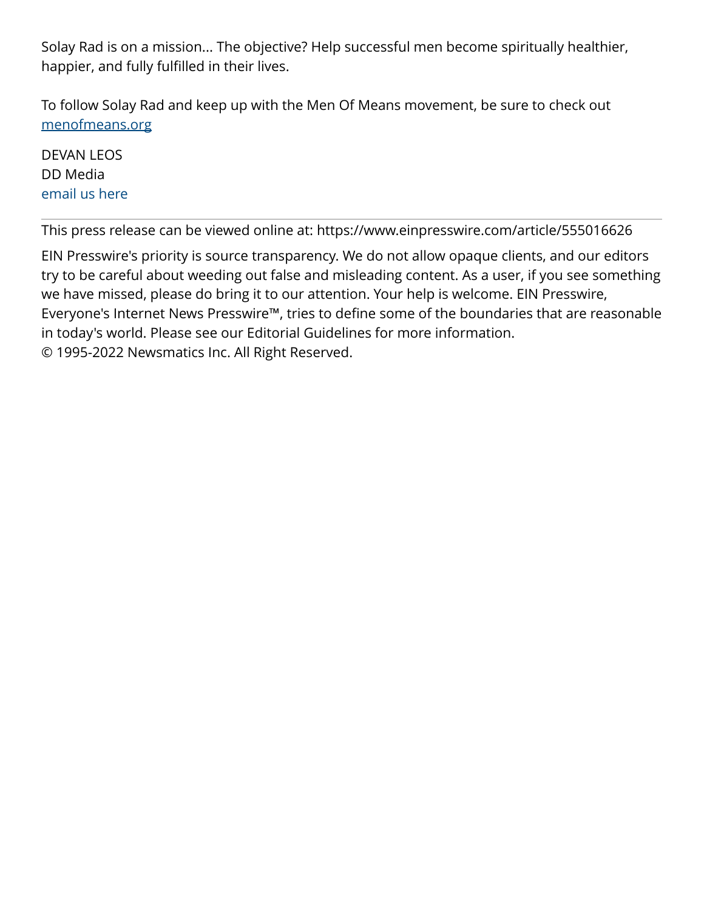Solay Rad is on a mission... The objective? Help successful men become spiritually healthier, happier, and fully fulfilled in their lives.

To follow Solay Rad and keep up with the Men Of Means movement, be sure to check out [menofmeans.org](menofmeans.org)

DEVAN LEOS
DD Media
email us here

---

This press release can be viewed online at: https://www.einpresswire.com/article/555016626

EIN Presswire's priority is source transparency. We do not allow opaque clients, and our editors try to be careful about weeding out false and misleading content. As a user, if you see something we have missed, please do bring it to our attention. Your help is welcome. EIN Presswire, Everyone's Internet News Presswire™, tries to define some of the boundaries that are reasonable in today's world. Please see our Editorial Guidelines for more information.
© 1995-2022 Newsmatics Inc. All Right Reserved.